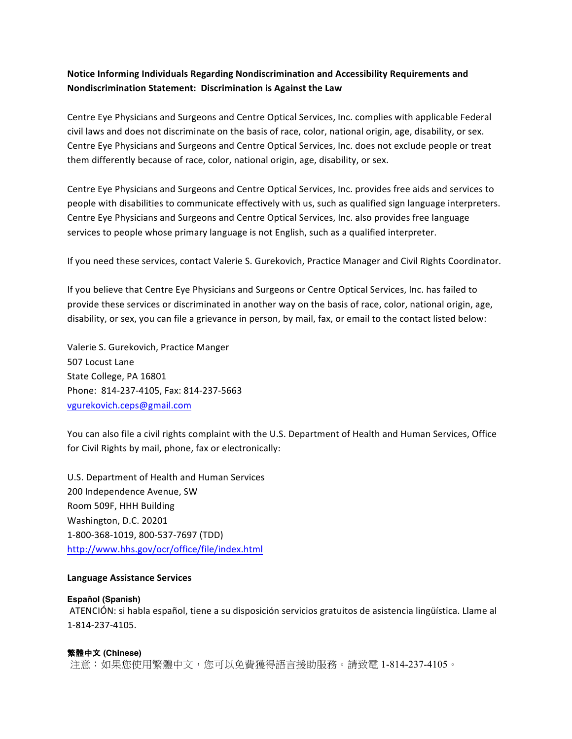**Notice Informing Individuals Regarding Nondiscrimination and Accessibility Requirements and Nondiscrimination Statement: Discrimination is Against the Law**

Centre Eye Physicians and Surgeons and Centre Optical Services, Inc. complies with applicable Federal civil laws and does not discriminate on the basis of race, color, national origin, age, disability, or sex. Centre Eye Physicians and Surgeons and Centre Optical Services, Inc. does not exclude people or treat them differently because of race, color, national origin, age, disability, or sex.

Centre Eye Physicians and Surgeons and Centre Optical Services, Inc. provides free aids and services to people with disabilities to communicate effectively with us, such as qualified sign language interpreters. Centre Eye Physicians and Surgeons and Centre Optical Services, Inc. also provides free language services to people whose primary language is not English, such as a qualified interpreter.

If you need these services, contact Valerie S. Gurekovich, Practice Manager and Civil Rights Coordinator.

If you believe that Centre Eye Physicians and Surgeons or Centre Optical Services, Inc. has failed to provide these services or discriminated in another way on the basis of race, color, national origin, age, disability, or sex, you can file a grievance in person, by mail, fax, or email to the contact listed below:

Valerie S. Gurekovich, Practice Manger
507 Locust Lane
State College, PA 16801
Phone: 814-237-4105, Fax: 814-237-5663
vgurekovich.ceps@gmail.com

You can also file a civil rights complaint with the U.S. Department of Health and Human Services, Office for Civil Rights by mail, phone, fax or electronically:

U.S. Department of Health and Human Services
200 Independence Avenue, SW
Room 509F, HHH Building
Washington, D.C. 20201
1-800-368-1019, 800-537-7697 (TDD)
http://www.hhs.gov/ocr/office/file/index.html

**Language Assistance Services**

**Español (Spanish)**
ATENCIÓN: si habla español, tiene a su disposición servicios gratuitos de asistencia lingüística. Llame al 1-814-237-4105.

**繁體中文 (Chinese)**
注意：如果您使用繁體中文，您可以免費獲得語言援助服務。請致電 1-814-237-4105。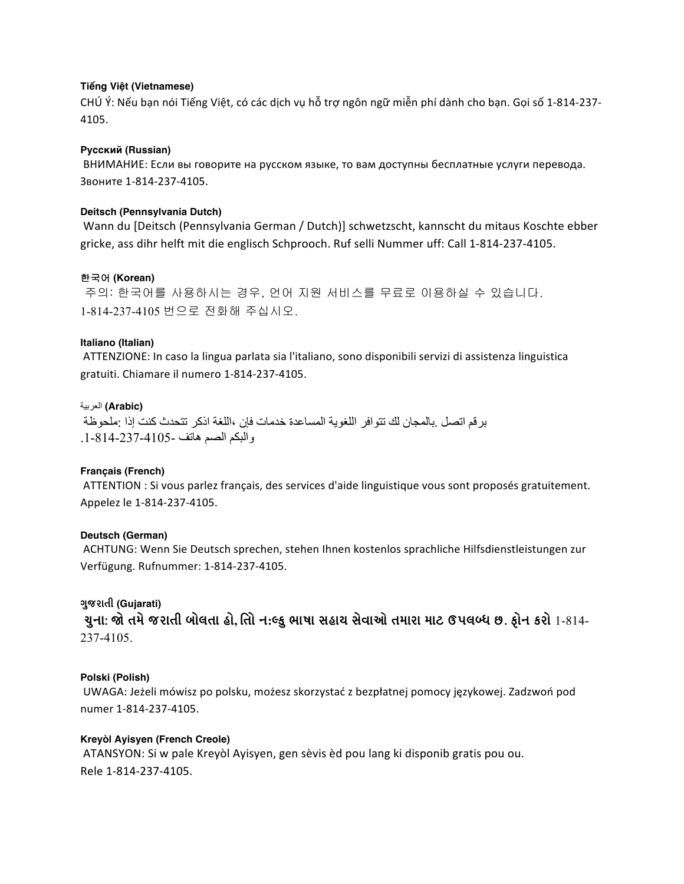**Tiếng Việt (Vietnamese)**
CHÚ Ý: Nếu bạn nói Tiếng Việt, có các dịch vụ hỗ trợ ngôn ngữ miễn phí dành cho bạn. Gọi số 1-814-237-4105.

**Русский (Russian)**
ВНИМАНИЕ: Если вы говорите на русском языке, то вам доступны бесплатные услуги перевода. Звоните 1-814-237-4105.

**Deitsch (Pennsylvania Dutch)**
Wann du [Deitsch (Pennsylvania German / Dutch)] schwetzscht, kannscht du mitaus Koschte ebber gricke, ass dihr helft mit die englisch Schprooch. Ruf selli Nummer uff: Call 1-814-237-4105.

**한국어 (Korean)**
주의: 한국어를 사용하시는 경우, 언어 지원 서비스를 무료로 이용하실 수 있습니다. 1-814-237-4105 번으로 전화해 주십시오.

**Italiano (Italian)**
ATTENZIONE: In caso la lingua parlata sia l'italiano, sono disponibili servizi di assistenza linguistica gratuiti. Chiamare il numero 1-814-237-4105.

**العربية (Arabic)**
ملحوظة: إذا كنت تتحدث اذكر اللغة، فإن خدمات المساعدة اللغوية تتوافر لك بالمجان. اتصل برقم 1-814-237-4105- هاتف الصم والبكم.

**Français (French)**
ATTENTION : Si vous parlez français, des services d'aide linguistique vous sont proposés gratuitement. Appelez le 1-814-237-4105.

**Deutsch (German)**
ACHTUNG: Wenn Sie Deutsch sprechen, stehen Ihnen kostenlos sprachliche Hilfsdienstleistungen zur Verfügung. Rufnummer: 1-814-237-4105.

**ગુજરાતી (Gujarati)**
**ચુના: જો તમે જરાતી બોલતા હો, તો ન:લ્કુ ભાષા સહાય સેવાઓ તમારા માટ ઉપલબ્ધ છ. ફોન કરો** 1-814-237-4105.

**Polski (Polish)**
UWAGA: Jeżeli mówisz po polsku, możesz skorzystać z bezpłatnej pomocy językowej. Zadzwoń pod numer 1-814-237-4105.

**Kreyòl Ayisyen (French Creole)**
ATANSYON: Si w pale Kreyòl Ayisyen, gen sèvis èd pou lang ki disponib gratis pou ou. Rele 1-814-237-4105.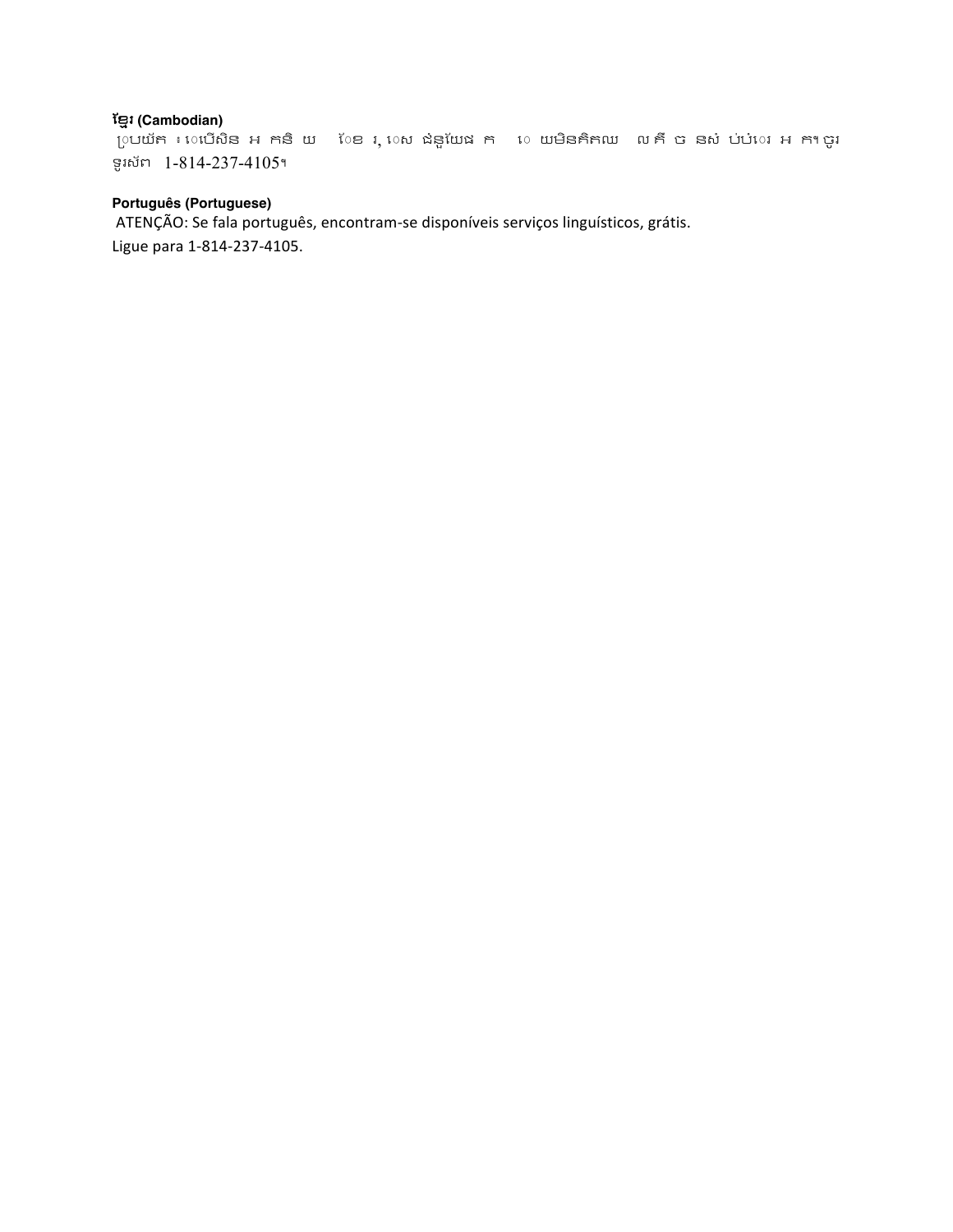**ខ្មែរ (Cambodian)**

ប្រយ័ត៖ បើសិនជាអ្នកនិយាយភាសាខ្មែរ សេវាជំនួយផ្នែកភាសាដោយមិនគិតឈ្នួលគឺអាចមានសំរាប់បំរើអ្នក។ ចូរទូរស័ព្ទ 1-814-237-4105។

**Português (Portuguese)**

ATENÇÃO: Se fala português, encontram-se disponíveis serviços linguísticos, grátis.
Ligue para 1-814-237-4105.